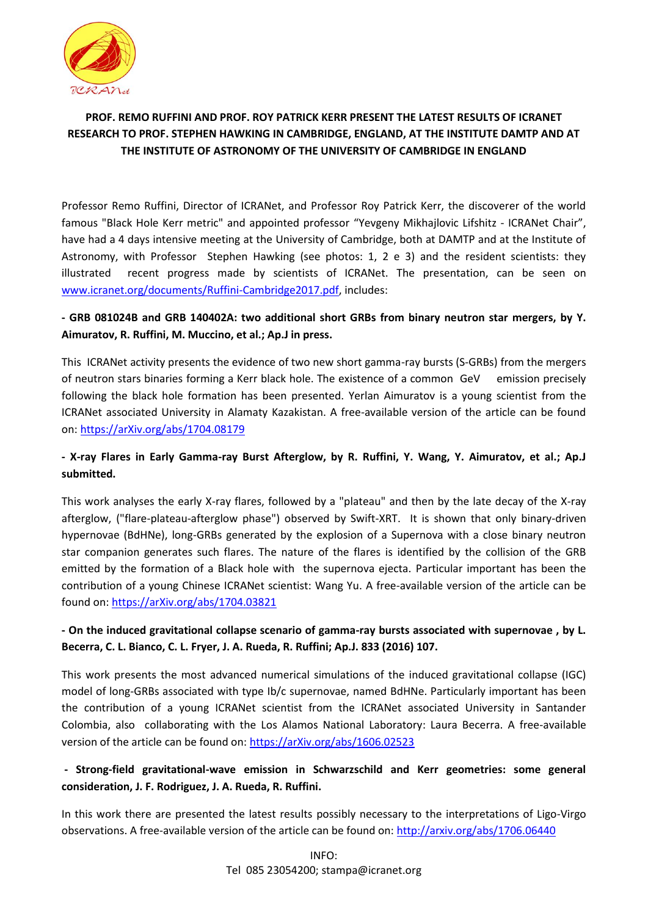# PROF. REMO RUFFINI AND PROF. ROY PATRICK KERR PRESENT THE LATEST RESULTS OF ICRANET RESEARCH TO PROF. STEPHEN HAWKING IN CAMBRIDGE, ENGLAND, AT THE INSTITUTE DAMTP AND AT THE INSTITUTE OF ASTRONOMY OF THE UNIVERSITY OF CAMBRIDGE IN ENGLAND

Professor Remo Ruffini, Director of ICRANet, and Professor Roy Patrick Kerr, the discoverer of the world famous "Black Hole Kerr metric" and appointed professor "Yevgeny Mikhajlovic Lifshitz - ICRANet Chair", have had a 4 days intensive meeting at the University of Cambridge, both at DAMTP and at the Institute of Astronomy, with Professor Stephen Hawking (see photos: 1, 2 e 3) and the resident scientists: they illustrated recent progress made by scientists of ICRANet. The presentation, can be seen on www.icranet.org/documents/Ruffini-Cambridge2017.pdf, includes:

**- GRB 081024B and GRB 140402A: two additional short GRBs from binary neutron star mergers, by Y. Aimuratov, R. Ruffini, M. Muccino, et al.; Ap.J in press.**

This ICRANet activity presents the evidence of two new short gamma-ray bursts (S-GRBs) from the mergers of neutron stars binaries forming a Kerr black hole. The existence of a common GeV emission precisely following the black hole formation has been presented. Yerlan Aimuratov is a young scientist from the ICRANet associated University in Alamaty Kazakistan. A free-available version of the article can be found on: https://arXiv.org/abs/1704.08179

**- X-ray Flares in Early Gamma-ray Burst Afterglow, by R. Ruffini, Y. Wang, Y. Aimuratov, et al.; Ap.J submitted.**

This work analyses the early X-ray flares, followed by a "plateau" and then by the late decay of the X-ray afterglow, ("flare-plateau-afterglow phase") observed by Swift-XRT. It is shown that only binary-driven hypernovae (BdHNe), long-GRBs generated by the explosion of a Supernova with a close binary neutron star companion generates such flares. The nature of the flares is identified by the collision of the GRB emitted by the formation of a Black hole with the supernova ejecta. Particular important has been the contribution of a young Chinese ICRANet scientist: Wang Yu. A free-available version of the article can be found on: https://arXiv.org/abs/1704.03821

**- On the induced gravitational collapse scenario of gamma-ray bursts associated with supernovae , by L. Becerra, C. L. Bianco, C. L. Fryer, J. A. Rueda, R. Ruffini; Ap.J. 833 (2016) 107.**

This work presents the most advanced numerical simulations of the induced gravitational collapse (IGC) model of long-GRBs associated with type Ib/c supernovae, named BdHNe. Particularly important has been the contribution of a young ICRANet scientist from the ICRANet associated University in Santander Colombia, also collaborating with the Los Alamos National Laboratory: Laura Becerra. A free-available version of the article can be found on: https://arXiv.org/abs/1606.02523

**- Strong-field gravitational-wave emission in Schwarzschild and Kerr geometries: some general consideration, J. F. Rodriguez, J. A. Rueda, R. Ruffini.**

In this work there are presented the latest results possibly necessary to the interpretations of Ligo-Virgo observations. A free-available version of the article can be found on: http://arxiv.org/abs/1706.06440

INFO:
Tel 085 23054200; stampa@icranet.org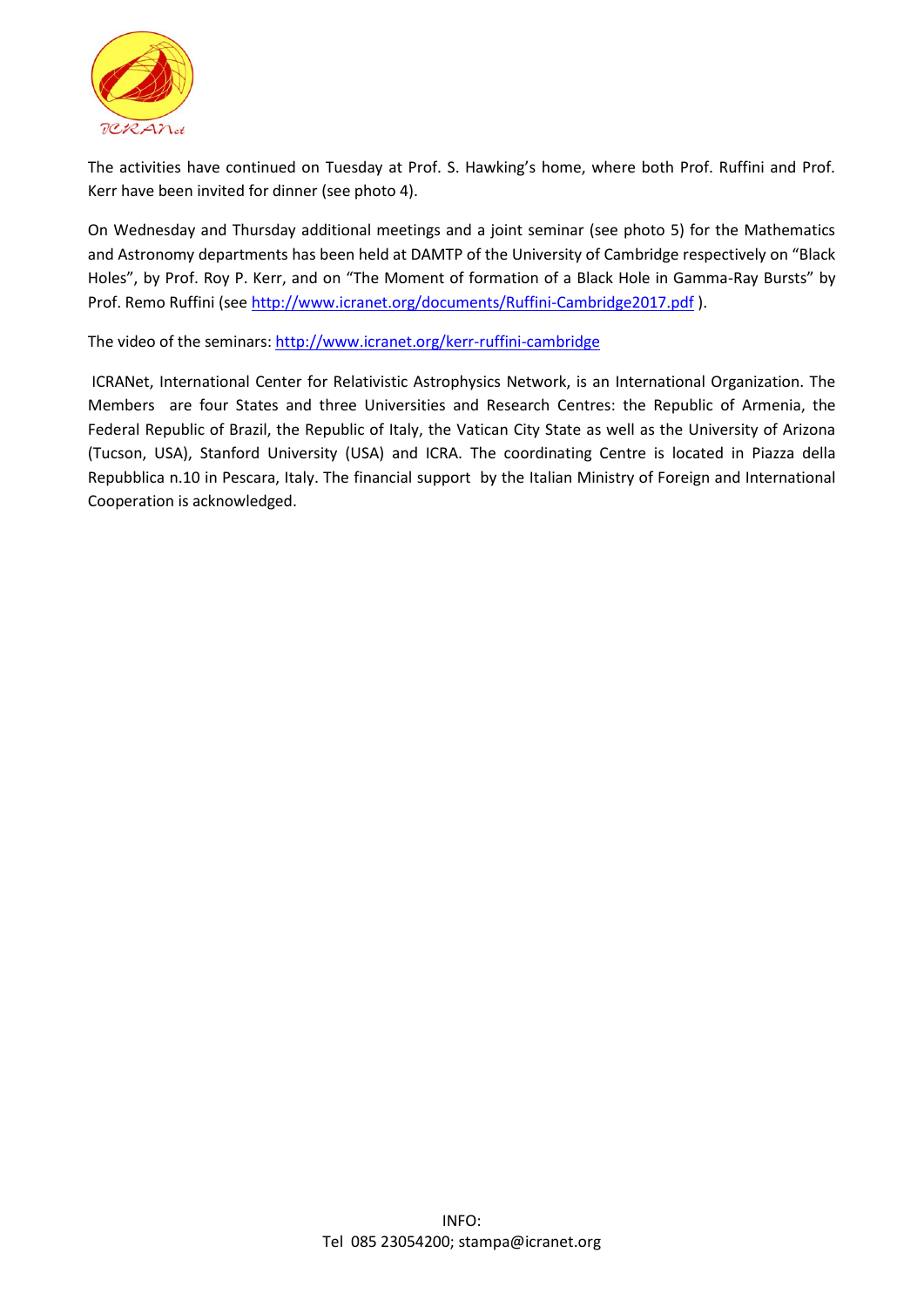The activities have continued on Tuesday at Prof. S. Hawking's home, where both Prof. Ruffini and Prof. Kerr have been invited for dinner (see photo 4).

On Wednesday and Thursday additional meetings and a joint seminar (see photo 5) for the Mathematics and Astronomy departments has been held at DAMTP of the University of Cambridge respectively on "Black Holes", by Prof. Roy P. Kerr, and on "The Moment of formation of a Black Hole in Gamma-Ray Bursts" by Prof. Remo Ruffini (see http://www.icranet.org/documents/Ruffini-Cambridge2017.pdf ).

The video of the seminars: http://www.icranet.org/kerr-ruffini-cambridge

ICRANet, International Center for Relativistic Astrophysics Network, is an International Organization. The Members are four States and three Universities and Research Centres: the Republic of Armenia, the Federal Republic of Brazil, the Republic of Italy, the Vatican City State as well as the University of Arizona (Tucson, USA), Stanford University (USA) and ICRA. The coordinating Centre is located in Piazza della Repubblica n.10 in Pescara, Italy. The financial support by the Italian Ministry of Foreign and International Cooperation is acknowledged.

INFO:
Tel 085 23054200; stampa@icranet.org